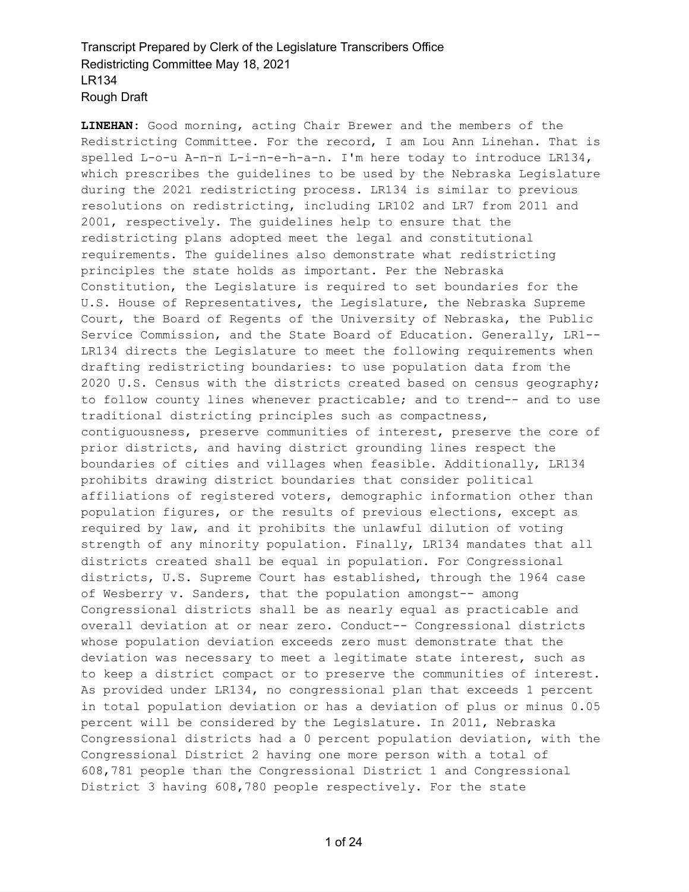Transcript Prepared by Clerk of the Legislature Transcribers Office
Redistricting Committee May 18, 2021
LR134
Rough Draft

**LINEHAN:** Good morning, acting Chair Brewer and the members of the Redistricting Committee. For the record, I am Lou Ann Linehan. That is spelled L-o-u A-n-n L-i-n-e-h-a-n. I'm here today to introduce LR134, which prescribes the guidelines to be used by the Nebraska Legislature during the 2021 redistricting process. LR134 is similar to previous resolutions on redistricting, including LR102 and LR7 from 2011 and 2001, respectively. The guidelines help to ensure that the redistricting plans adopted meet the legal and constitutional requirements. The guidelines also demonstrate what redistricting principles the state holds as important. Per the Nebraska Constitution, the Legislature is required to set boundaries for the U.S. House of Representatives, the Legislature, the Nebraska Supreme Court, the Board of Regents of the University of Nebraska, the Public Service Commission, and the State Board of Education. Generally, LR1-- LR134 directs the Legislature to meet the following requirements when drafting redistricting boundaries: to use population data from the 2020 U.S. Census with the districts created based on census geography; to follow county lines whenever practicable; and to trend-- and to use traditional districting principles such as compactness, contiguousness, preserve communities of interest, preserve the core of prior districts, and having district grounding lines respect the boundaries of cities and villages when feasible. Additionally, LR134 prohibits drawing district boundaries that consider political affiliations of registered voters, demographic information other than population figures, or the results of previous elections, except as required by law, and it prohibits the unlawful dilution of voting strength of any minority population. Finally, LR134 mandates that all districts created shall be equal in population. For Congressional districts, U.S. Supreme Court has established, through the 1964 case of Wesberry v. Sanders, that the population amongst-- among Congressional districts shall be as nearly equal as practicable and overall deviation at or near zero. Conduct-- Congressional districts whose population deviation exceeds zero must demonstrate that the deviation was necessary to meet a legitimate state interest, such as to keep a district compact or to preserve the communities of interest. As provided under LR134, no congressional plan that exceeds 1 percent in total population deviation or has a deviation of plus or minus 0.05 percent will be considered by the Legislature. In 2011, Nebraska Congressional districts had a 0 percent population deviation, with the Congressional District 2 having one more person with a total of 608,781 people than the Congressional District 1 and Congressional District 3 having 608,780 people respectively. For the state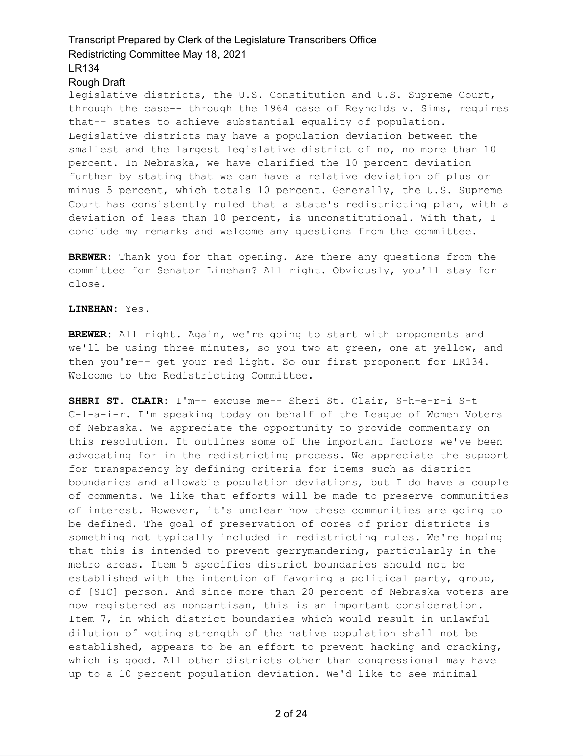legislative districts, the U.S. Constitution and U.S. Supreme Court, through the case-- through the 1964 case of Reynolds v. Sims, requires that-- states to achieve substantial equality of population. Legislative districts may have a population deviation between the smallest and the largest legislative district of no, no more than 10 percent. In Nebraska, we have clarified the 10 percent deviation further by stating that we can have a relative deviation of plus or minus 5 percent, which totals 10 percent. Generally, the U.S. Supreme Court has consistently ruled that a state's redistricting plan, with a deviation of less than 10 percent, is unconstitutional. With that, I conclude my remarks and welcome any questions from the committee.

**BREWER:** Thank you for that opening. Are there any questions from the committee for Senator Linehan? All right. Obviously, you'll stay for close.

**LINEHAN:** Yes.

**BREWER:** All right. Again, we're going to start with proponents and we'll be using three minutes, so you two at green, one at yellow, and then you're-- get your red light. So our first proponent for LR134. Welcome to the Redistricting Committee.

**SHERI ST. CLAIR:** I'm-- excuse me-- Sheri St. Clair, S-h-e-r-i S-t C-l-a-i-r. I'm speaking today on behalf of the League of Women Voters of Nebraska. We appreciate the opportunity to provide commentary on this resolution. It outlines some of the important factors we've been advocating for in the redistricting process. We appreciate the support for transparency by defining criteria for items such as district boundaries and allowable population deviations, but I do have a couple of comments. We like that efforts will be made to preserve communities of interest. However, it's unclear how these communities are going to be defined. The goal of preservation of cores of prior districts is something not typically included in redistricting rules. We're hoping that this is intended to prevent gerrymandering, particularly in the metro areas. Item 5 specifies district boundaries should not be established with the intention of favoring a political party, group, of [SIC] person. And since more than 20 percent of Nebraska voters are now registered as nonpartisan, this is an important consideration. Item 7, in which district boundaries which would result in unlawful dilution of voting strength of the native population shall not be established, appears to be an effort to prevent hacking and cracking, which is good. All other districts other than congressional may have up to a 10 percent population deviation. We'd like to see minimal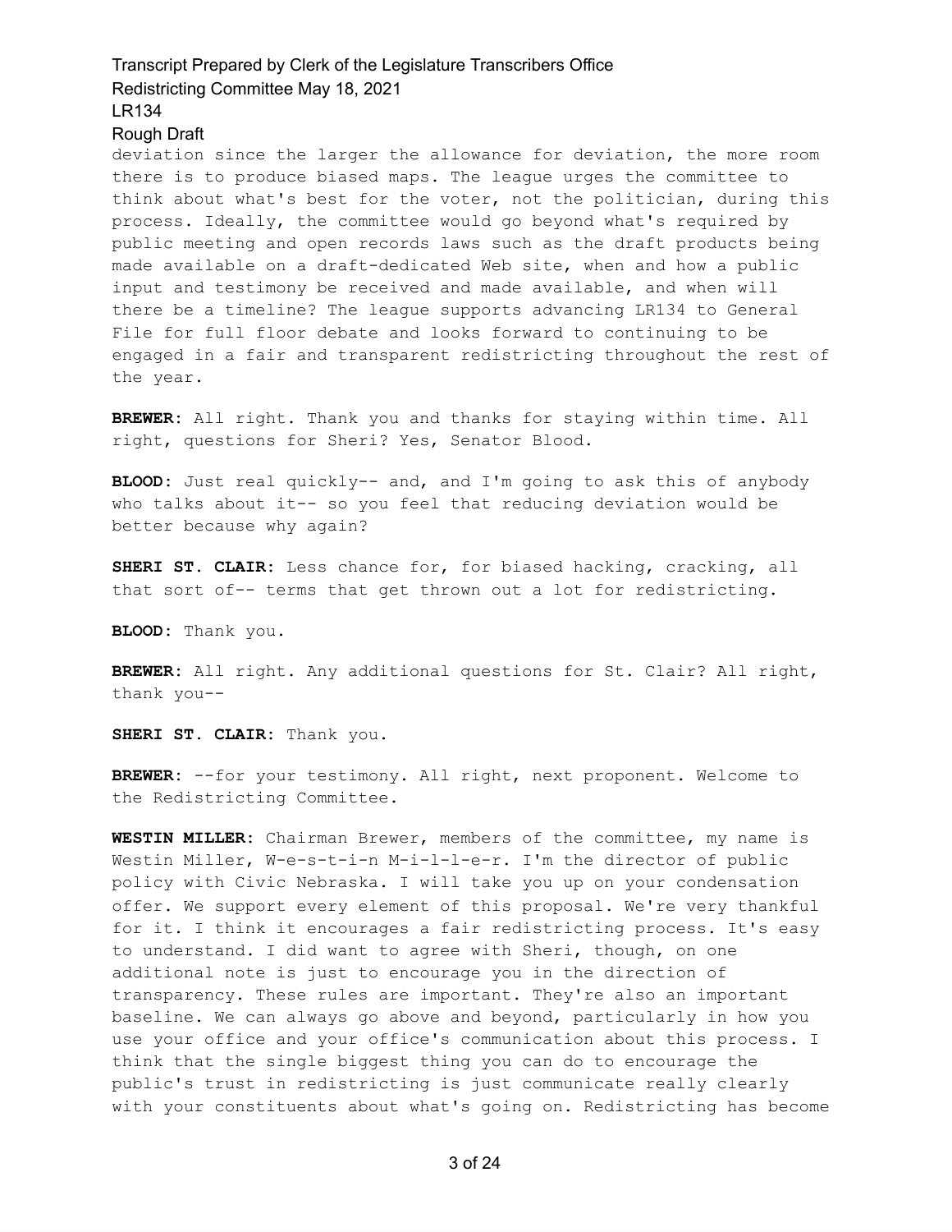deviation since the larger the allowance for deviation, the more room there is to produce biased maps. The league urges the committee to think about what's best for the voter, not the politician, during this process. Ideally, the committee would go beyond what's required by public meeting and open records laws such as the draft products being made available on a draft-dedicated Web site, when and how a public input and testimony be received and made available, and when will there be a timeline? The league supports advancing LR134 to General File for full floor debate and looks forward to continuing to be engaged in a fair and transparent redistricting throughout the rest of the year.

**BREWER:** All right. Thank you and thanks for staying within time. All right, questions for Sheri? Yes, Senator Blood.

**BLOOD:** Just real quickly-- and, and I'm going to ask this of anybody who talks about it-- so you feel that reducing deviation would be better because why again?

**SHERI ST. CLAIR:** Less chance for, for biased hacking, cracking, all that sort of-- terms that get thrown out a lot for redistricting.

**BLOOD:** Thank you.

**BREWER:** All right. Any additional questions for St. Clair? All right, thank you--

**SHERI ST. CLAIR:** Thank you.

**BREWER:** --for your testimony. All right, next proponent. Welcome to the Redistricting Committee.

**WESTIN MILLER:** Chairman Brewer, members of the committee, my name is Westin Miller, W-e-s-t-i-n M-i-l-l-e-r. I'm the director of public policy with Civic Nebraska. I will take you up on your condensation offer. We support every element of this proposal. We're very thankful for it. I think it encourages a fair redistricting process. It's easy to understand. I did want to agree with Sheri, though, on one additional note is just to encourage you in the direction of transparency. These rules are important. They're also an important baseline. We can always go above and beyond, particularly in how you use your office and your office's communication about this process. I think that the single biggest thing you can do to encourage the public's trust in redistricting is just communicate really clearly with your constituents about what's going on. Redistricting has become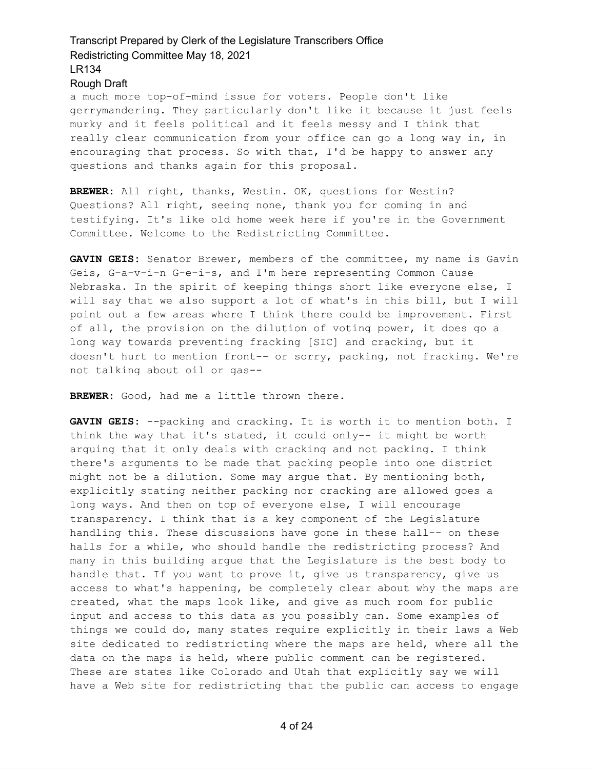a much more top-of-mind issue for voters. People don't like gerrymandering. They particularly don't like it because it just feels murky and it feels political and it feels messy and I think that really clear communication from your office can go a long way in, in encouraging that process. So with that, I'd be happy to answer any questions and thanks again for this proposal.

**BREWER:** All right, thanks, Westin. OK, questions for Westin? Questions? All right, seeing none, thank you for coming in and testifying. It's like old home week here if you're in the Government Committee. Welcome to the Redistricting Committee.

**GAVIN GEIS:** Senator Brewer, members of the committee, my name is Gavin Geis, G-a-v-i-n G-e-i-s, and I'm here representing Common Cause Nebraska. In the spirit of keeping things short like everyone else, I will say that we also support a lot of what's in this bill, but I will point out a few areas where I think there could be improvement. First of all, the provision on the dilution of voting power, it does go a long way towards preventing fracking [SIC] and cracking, but it doesn't hurt to mention front-- or sorry, packing, not fracking. We're not talking about oil or gas--

**BREWER:** Good, had me a little thrown there.

**GAVIN GEIS:** --packing and cracking. It is worth it to mention both. I think the way that it's stated, it could only-- it might be worth arguing that it only deals with cracking and not packing. I think there's arguments to be made that packing people into one district might not be a dilution. Some may argue that. By mentioning both, explicitly stating neither packing nor cracking are allowed goes a long ways. And then on top of everyone else, I will encourage transparency. I think that is a key component of the Legislature handling this. These discussions have gone in these hall-- on these halls for a while, who should handle the redistricting process? And many in this building argue that the Legislature is the best body to handle that. If you want to prove it, give us transparency, give us access to what's happening, be completely clear about why the maps are created, what the maps look like, and give as much room for public input and access to this data as you possibly can. Some examples of things we could do, many states require explicitly in their laws a Web site dedicated to redistricting where the maps are held, where all the data on the maps is held, where public comment can be registered. These are states like Colorado and Utah that explicitly say we will have a Web site for redistricting that the public can access to engage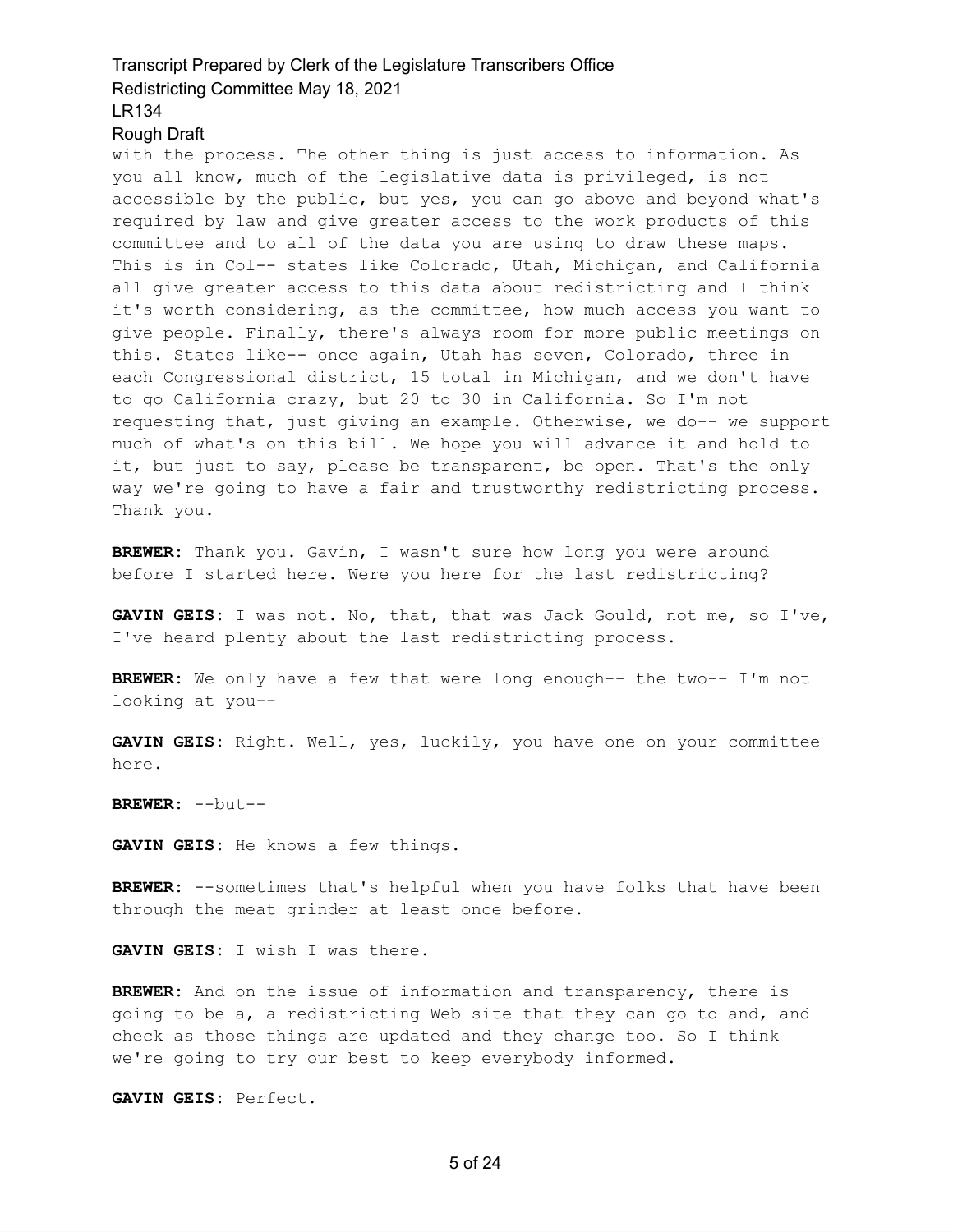with the process. The other thing is just access to information. As you all know, much of the legislative data is privileged, is not accessible by the public, but yes, you can go above and beyond what's required by law and give greater access to the work products of this committee and to all of the data you are using to draw these maps. This is in Col-- states like Colorado, Utah, Michigan, and California all give greater access to this data about redistricting and I think it's worth considering, as the committee, how much access you want to give people. Finally, there's always room for more public meetings on this. States like-- once again, Utah has seven, Colorado, three in each Congressional district, 15 total in Michigan, and we don't have to go California crazy, but 20 to 30 in California. So I'm not requesting that, just giving an example. Otherwise, we do-- we support much of what's on this bill. We hope you will advance it and hold to it, but just to say, please be transparent, be open. That's the only way we're going to have a fair and trustworthy redistricting process. Thank you.

**BREWER:** Thank you. Gavin, I wasn't sure how long you were around before I started here. Were you here for the last redistricting?

**GAVIN GEIS:** I was not. No, that, that was Jack Gould, not me, so I've, I've heard plenty about the last redistricting process.

**BREWER:** We only have a few that were long enough-- the two-- I'm not looking at you--

**GAVIN GEIS:** Right. Well, yes, luckily, you have one on your committee here.

**BREWER:** --but--

**GAVIN GEIS:** He knows a few things.

**BREWER:** --sometimes that's helpful when you have folks that have been through the meat grinder at least once before.

**GAVIN GEIS:** I wish I was there.

**BREWER:** And on the issue of information and transparency, there is going to be a, a redistricting Web site that they can go to and, and check as those things are updated and they change too. So I think we're going to try our best to keep everybody informed.

**GAVIN GEIS:** Perfect.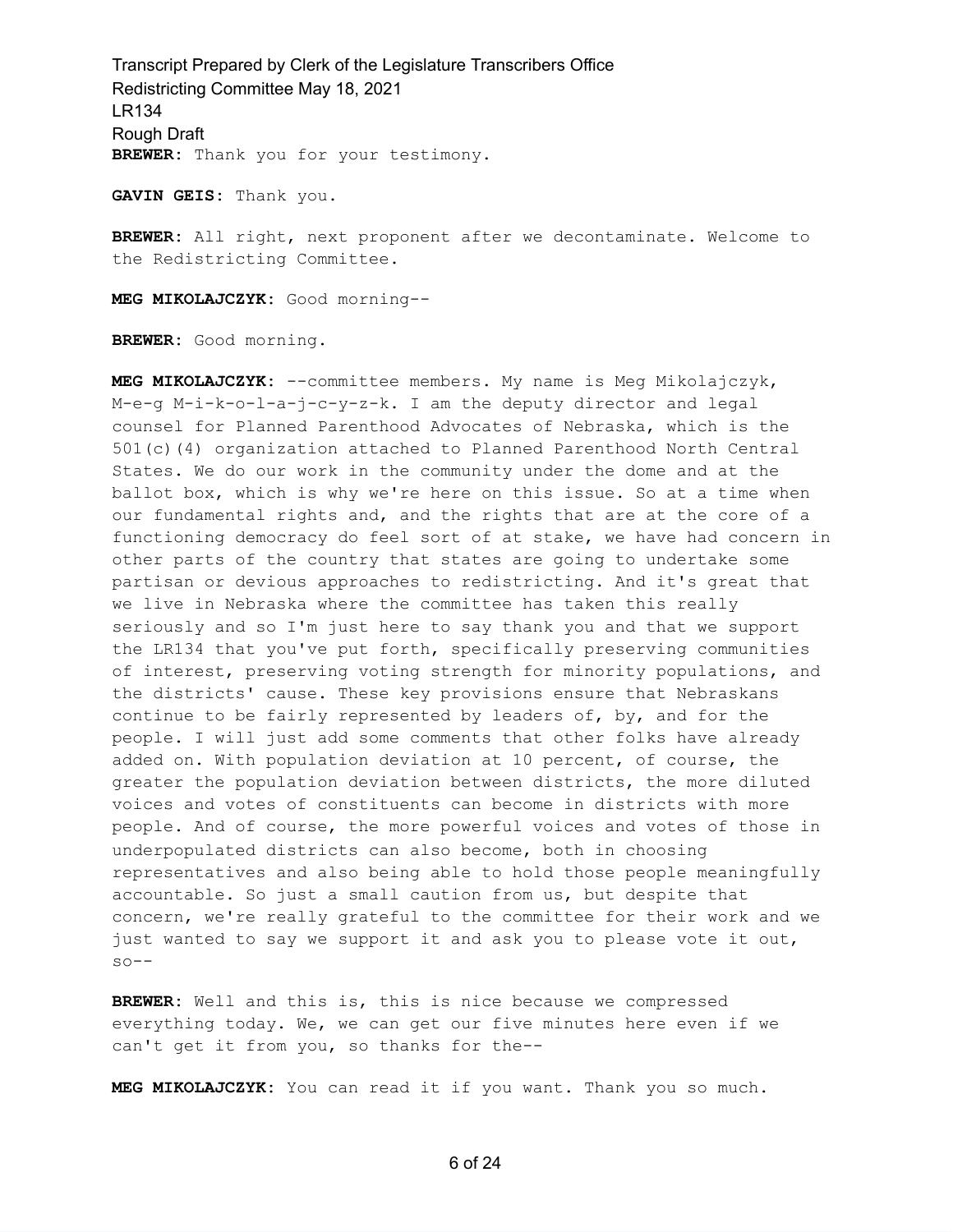**BREWER:** Thank you for your testimony.

**GAVIN GEIS:** Thank you.

**BREWER:** All right, next proponent after we decontaminate. Welcome to the Redistricting Committee.

**MEG MIKOLAJCZYK:** Good morning--

**BREWER:** Good morning.

**MEG MIKOLAJCZYK:** --committee members. My name is Meg Mikolajczyk, M-e-g M-i-k-o-l-a-j-c-y-z-k. I am the deputy director and legal counsel for Planned Parenthood Advocates of Nebraska, which is the 501(c)(4) organization attached to Planned Parenthood North Central States. We do our work in the community under the dome and at the ballot box, which is why we're here on this issue. So at a time when our fundamental rights and, and the rights that are at the core of a functioning democracy do feel sort of at stake, we have had concern in other parts of the country that states are going to undertake some partisan or devious approaches to redistricting. And it's great that we live in Nebraska where the committee has taken this really seriously and so I'm just here to say thank you and that we support the LR134 that you've put forth, specifically preserving communities of interest, preserving voting strength for minority populations, and the districts' cause. These key provisions ensure that Nebraskans continue to be fairly represented by leaders of, by, and for the people. I will just add some comments that other folks have already added on. With population deviation at 10 percent, of course, the greater the population deviation between districts, the more diluted voices and votes of constituents can become in districts with more people. And of course, the more powerful voices and votes of those in underpopulated districts can also become, both in choosing representatives and also being able to hold those people meaningfully accountable. So just a small caution from us, but despite that concern, we're really grateful to the committee for their work and we just wanted to say we support it and ask you to please vote it out, so--

**BREWER:** Well and this is, this is nice because we compressed everything today. We, we can get our five minutes here even if we can't get it from you, so thanks for the--

**MEG MIKOLAJCZYK:** You can read it if you want. Thank you so much.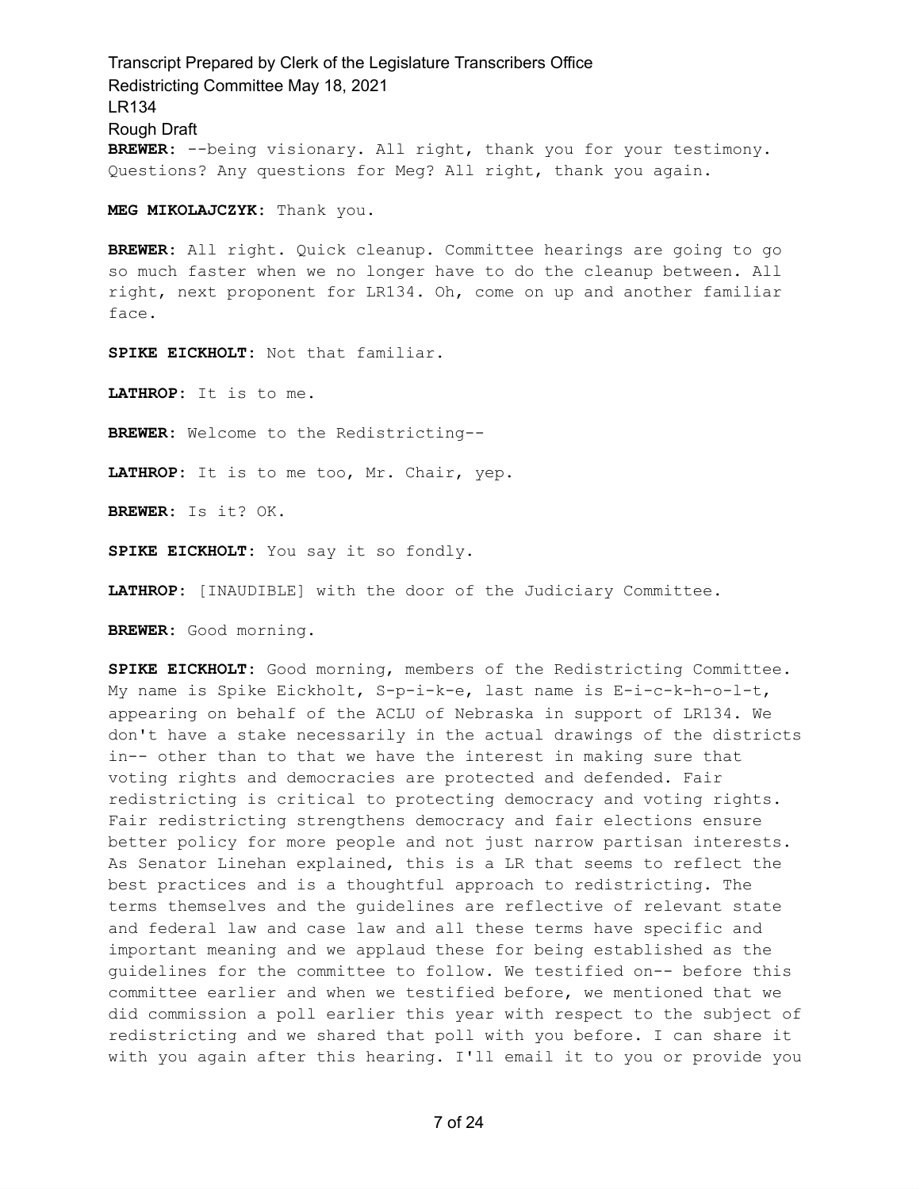**BREWER:** --being visionary. All right, thank you for your testimony. Questions? Any questions for Meg? All right, thank you again.

**MEG MIKOLAJCZYK:** Thank you.

**BREWER:** All right. Quick cleanup. Committee hearings are going to go so much faster when we no longer have to do the cleanup between. All right, next proponent for LR134. Oh, come on up and another familiar face.

**SPIKE EICKHOLT:** Not that familiar.

**LATHROP:** It is to me.

**BREWER:** Welcome to the Redistricting--

**LATHROP:** It is to me too, Mr. Chair, yep.

**BREWER:** Is it? OK.

**SPIKE EICKHOLT:** You say it so fondly.

**LATHROP:** [INAUDIBLE] with the door of the Judiciary Committee.

**BREWER:** Good morning.

**SPIKE EICKHOLT:** Good morning, members of the Redistricting Committee. My name is Spike Eickholt, S-p-i-k-e, last name is E-i-c-k-h-o-l-t, appearing on behalf of the ACLU of Nebraska in support of LR134. We don't have a stake necessarily in the actual drawings of the districts in-- other than to that we have the interest in making sure that voting rights and democracies are protected and defended. Fair redistricting is critical to protecting democracy and voting rights. Fair redistricting strengthens democracy and fair elections ensure better policy for more people and not just narrow partisan interests. As Senator Linehan explained, this is a LR that seems to reflect the best practices and is a thoughtful approach to redistricting. The terms themselves and the guidelines are reflective of relevant state and federal law and case law and all these terms have specific and important meaning and we applaud these for being established as the guidelines for the committee to follow. We testified on-- before this committee earlier and when we testified before, we mentioned that we did commission a poll earlier this year with respect to the subject of redistricting and we shared that poll with you before. I can share it with you again after this hearing. I'll email it to you or provide you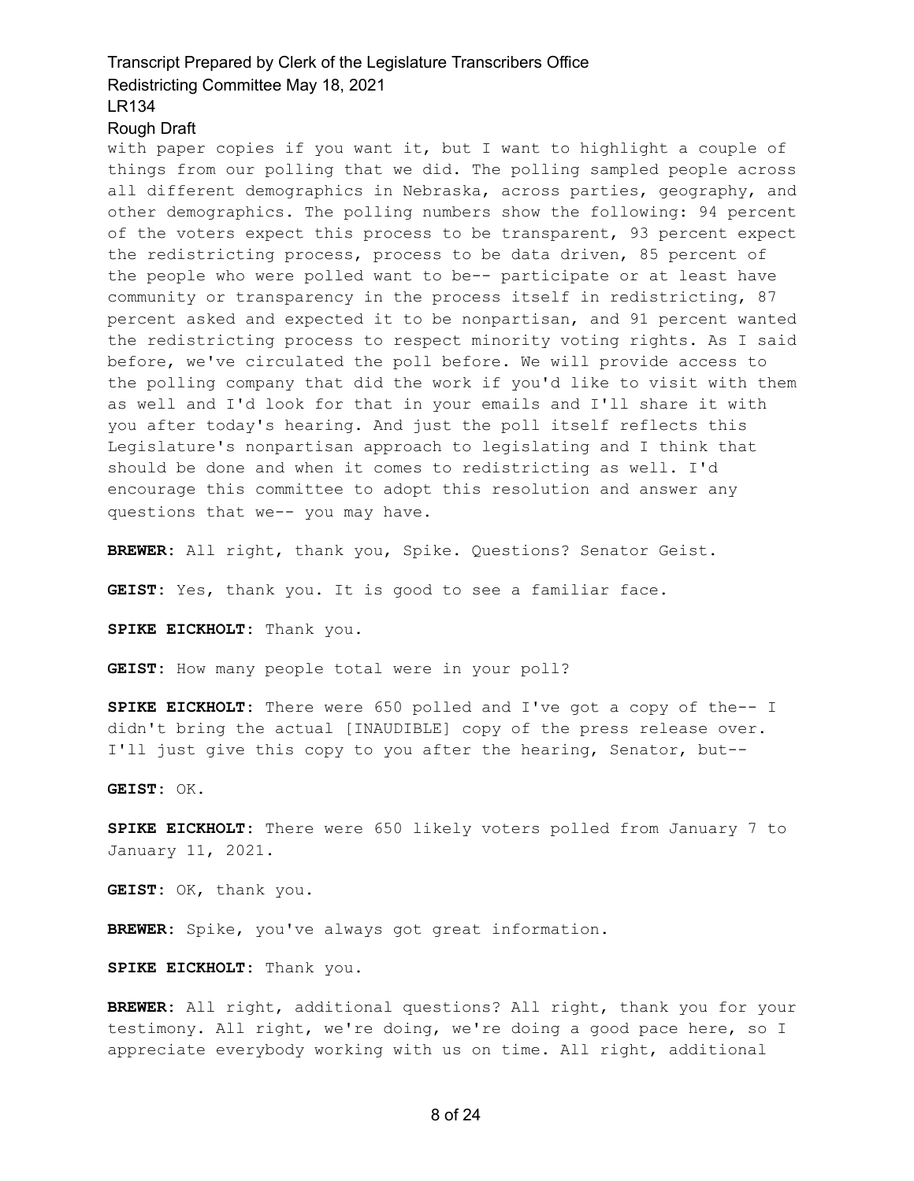with paper copies if you want it, but I want to highlight a couple of things from our polling that we did. The polling sampled people across all different demographics in Nebraska, across parties, geography, and other demographics. The polling numbers show the following: 94 percent of the voters expect this process to be transparent, 93 percent expect the redistricting process, process to be data driven, 85 percent of the people who were polled want to be-- participate or at least have community or transparency in the process itself in redistricting, 87 percent asked and expected it to be nonpartisan, and 91 percent wanted the redistricting process to respect minority voting rights. As I said before, we've circulated the poll before. We will provide access to the polling company that did the work if you'd like to visit with them as well and I'd look for that in your emails and I'll share it with you after today's hearing. And just the poll itself reflects this Legislature's nonpartisan approach to legislating and I think that should be done and when it comes to redistricting as well. I'd encourage this committee to adopt this resolution and answer any questions that we-- you may have.

**BREWER:** All right, thank you, Spike. Questions? Senator Geist.

**GEIST:** Yes, thank you. It is good to see a familiar face.

**SPIKE EICKHOLT:** Thank you.

**GEIST:** How many people total were in your poll?

**SPIKE EICKHOLT:** There were 650 polled and I've got a copy of the-- I didn't bring the actual [INAUDIBLE] copy of the press release over. I'll just give this copy to you after the hearing, Senator, but--

**GEIST:** OK.

**SPIKE EICKHOLT:** There were 650 likely voters polled from January 7 to January 11, 2021.

**GEIST:** OK, thank you.

**BREWER:** Spike, you've always got great information.

**SPIKE EICKHOLT:** Thank you.

**BREWER:** All right, additional questions? All right, thank you for your testimony. All right, we're doing, we're doing a good pace here, so I appreciate everybody working with us on time. All right, additional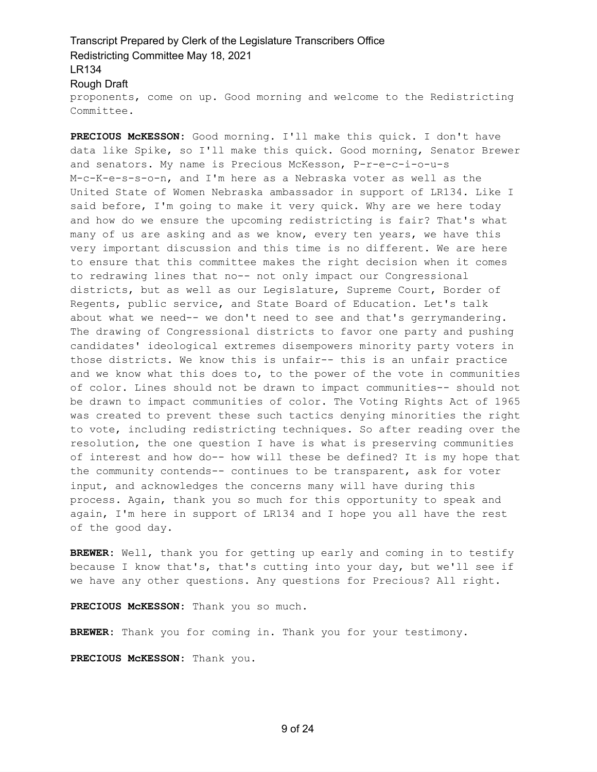proponents, come on up. Good morning and welcome to the Redistricting Committee.

**PRECIOUS McKESSON:** Good morning. I'll make this quick. I don't have data like Spike, so I'll make this quick. Good morning, Senator Brewer and senators. My name is Precious McKesson, P-r-e-c-i-o-u-s M-c-K-e-s-s-o-n, and I'm here as a Nebraska voter as well as the United State of Women Nebraska ambassador in support of LR134. Like I said before, I'm going to make it very quick. Why are we here today and how do we ensure the upcoming redistricting is fair? That's what many of us are asking and as we know, every ten years, we have this very important discussion and this time is no different. We are here to ensure that this committee makes the right decision when it comes to redrawing lines that no-- not only impact our Congressional districts, but as well as our Legislature, Supreme Court, Border of Regents, public service, and State Board of Education. Let's talk about what we need-- we don't need to see and that's gerrymandering. The drawing of Congressional districts to favor one party and pushing candidates' ideological extremes disempowers minority party voters in those districts. We know this is unfair-- this is an unfair practice and we know what this does to, to the power of the vote in communities of color. Lines should not be drawn to impact communities-- should not be drawn to impact communities of color. The Voting Rights Act of 1965 was created to prevent these such tactics denying minorities the right to vote, including redistricting techniques. So after reading over the resolution, the one question I have is what is preserving communities of interest and how do-- how will these be defined? It is my hope that the community contends-- continues to be transparent, ask for voter input, and acknowledges the concerns many will have during this process. Again, thank you so much for this opportunity to speak and again, I'm here in support of LR134 and I hope you all have the rest of the good day.

**BREWER:** Well, thank you for getting up early and coming in to testify because I know that's, that's cutting into your day, but we'll see if we have any other questions. Any questions for Precious? All right.

**PRECIOUS McKESSON:** Thank you so much.

**BREWER:** Thank you for coming in. Thank you for your testimony.

**PRECIOUS McKESSON:** Thank you.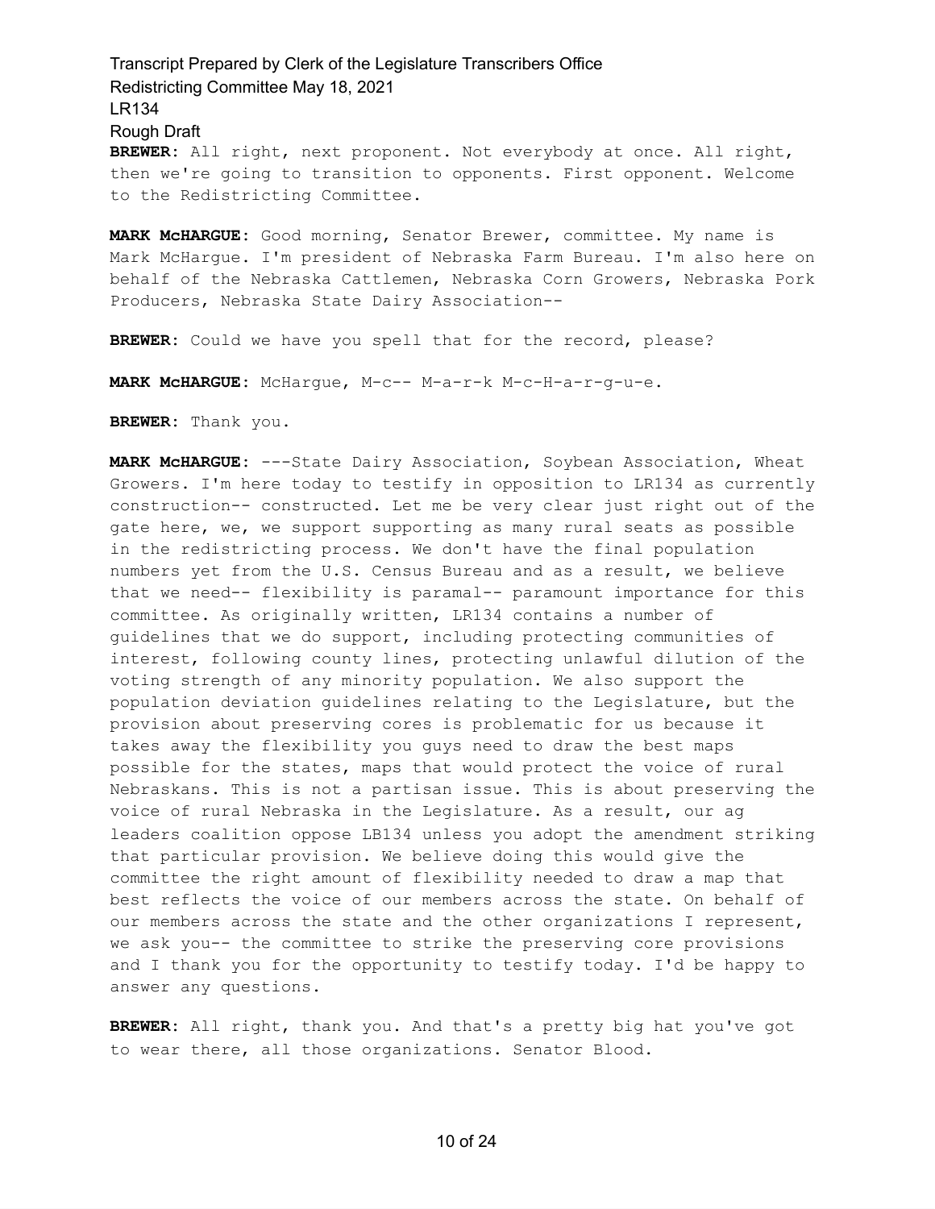**BREWER:** All right, next proponent. Not everybody at once. All right, then we're going to transition to opponents. First opponent. Welcome to the Redistricting Committee.

**MARK McHARGUE:** Good morning, Senator Brewer, committee. My name is Mark McHargue. I'm president of Nebraska Farm Bureau. I'm also here on behalf of the Nebraska Cattlemen, Nebraska Corn Growers, Nebraska Pork Producers, Nebraska State Dairy Association--

**BREWER:** Could we have you spell that for the record, please?

**MARK McHARGUE:** McHargue, M-c-- M-a-r-k M-c-H-a-r-g-u-e.

**BREWER:** Thank you.

**MARK McHARGUE:** ---State Dairy Association, Soybean Association, Wheat Growers. I'm here today to testify in opposition to LR134 as currently construction-- constructed. Let me be very clear just right out of the gate here, we, we support supporting as many rural seats as possible in the redistricting process. We don't have the final population numbers yet from the U.S. Census Bureau and as a result, we believe that we need-- flexibility is paramal-- paramount importance for this committee. As originally written, LR134 contains a number of guidelines that we do support, including protecting communities of interest, following county lines, protecting unlawful dilution of the voting strength of any minority population. We also support the population deviation guidelines relating to the Legislature, but the provision about preserving cores is problematic for us because it takes away the flexibility you guys need to draw the best maps possible for the states, maps that would protect the voice of rural Nebraskans. This is not a partisan issue. This is about preserving the voice of rural Nebraska in the Legislature. As a result, our ag leaders coalition oppose LB134 unless you adopt the amendment striking that particular provision. We believe doing this would give the committee the right amount of flexibility needed to draw a map that best reflects the voice of our members across the state. On behalf of our members across the state and the other organizations I represent, we ask you-- the committee to strike the preserving core provisions and I thank you for the opportunity to testify today. I'd be happy to answer any questions.

**BREWER:** All right, thank you. And that's a pretty big hat you've got to wear there, all those organizations. Senator Blood.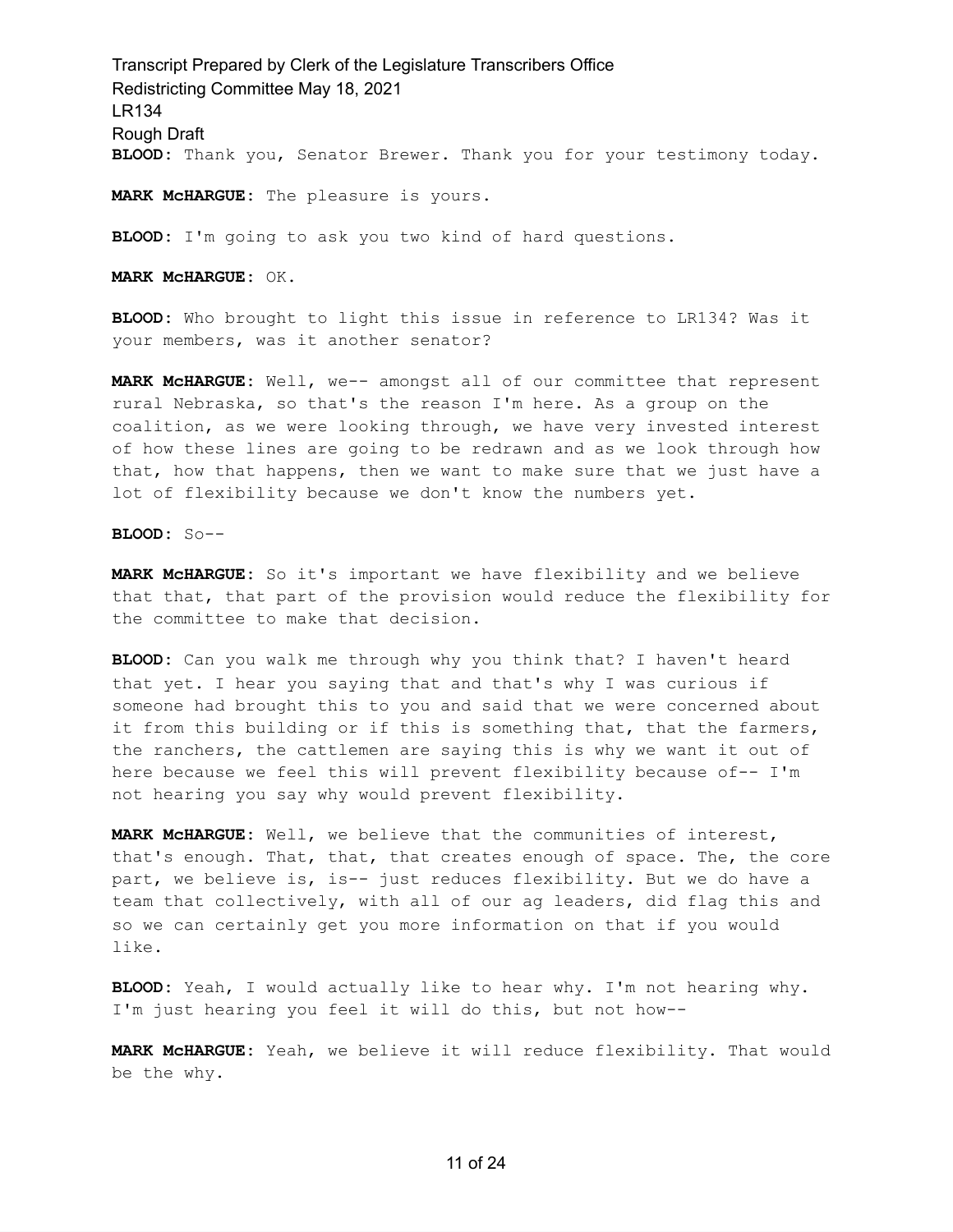**BLOOD:** Thank you, Senator Brewer. Thank you for your testimony today.

**MARK McHARGUE:** The pleasure is yours.

**BLOOD:** I'm going to ask you two kind of hard questions.

**MARK McHARGUE:** OK.

**BLOOD:** Who brought to light this issue in reference to LR134? Was it your members, was it another senator?

**MARK McHARGUE:** Well, we-- amongst all of our committee that represent rural Nebraska, so that's the reason I'm here. As a group on the coalition, as we were looking through, we have very invested interest of how these lines are going to be redrawn and as we look through how that, how that happens, then we want to make sure that we just have a lot of flexibility because we don't know the numbers yet.

**BLOOD:** So--

**MARK McHARGUE:** So it's important we have flexibility and we believe that that, that part of the provision would reduce the flexibility for the committee to make that decision.

**BLOOD:** Can you walk me through why you think that? I haven't heard that yet. I hear you saying that and that's why I was curious if someone had brought this to you and said that we were concerned about it from this building or if this is something that, that the farmers, the ranchers, the cattlemen are saying this is why we want it out of here because we feel this will prevent flexibility because of-- I'm not hearing you say why would prevent flexibility.

**MARK McHARGUE:** Well, we believe that the communities of interest, that's enough. That, that, that creates enough of space. The, the core part, we believe is, is-- just reduces flexibility. But we do have a team that collectively, with all of our ag leaders, did flag this and so we can certainly get you more information on that if you would like.

**BLOOD:** Yeah, I would actually like to hear why. I'm not hearing why. I'm just hearing you feel it will do this, but not how--

**MARK McHARGUE:** Yeah, we believe it will reduce flexibility. That would be the why.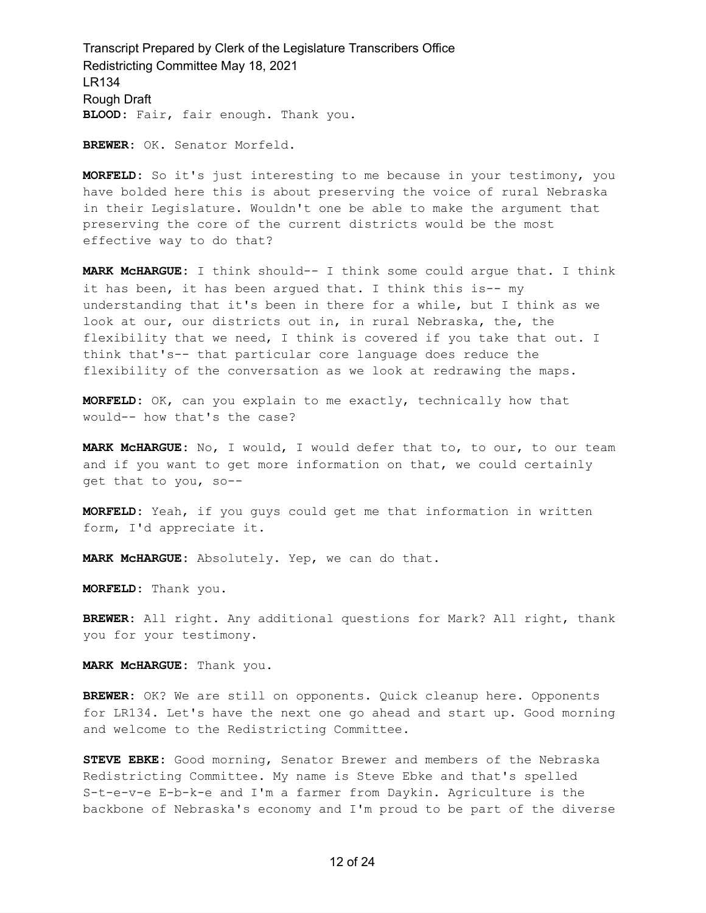**BLOOD:** Fair, fair enough. Thank you.

**BREWER:** OK. Senator Morfeld.

**MORFELD:** So it's just interesting to me because in your testimony, you have bolded here this is about preserving the voice of rural Nebraska in their Legislature. Wouldn't one be able to make the argument that preserving the core of the current districts would be the most effective way to do that?

**MARK McHARGUE:** I think should-- I think some could argue that. I think it has been, it has been argued that. I think this is-- my understanding that it's been in there for a while, but I think as we look at our, our districts out in, in rural Nebraska, the, the flexibility that we need, I think is covered if you take that out. I think that's-- that particular core language does reduce the flexibility of the conversation as we look at redrawing the maps.

**MORFELD:** OK, can you explain to me exactly, technically how that would-- how that's the case?

**MARK McHARGUE:** No, I would, I would defer that to, to our, to our team and if you want to get more information on that, we could certainly get that to you, so--

**MORFELD:** Yeah, if you guys could get me that information in written form, I'd appreciate it.

**MARK McHARGUE:** Absolutely. Yep, we can do that.

**MORFELD:** Thank you.

**BREWER:** All right. Any additional questions for Mark? All right, thank you for your testimony.

**MARK McHARGUE:** Thank you.

**BREWER:** OK? We are still on opponents. Quick cleanup here. Opponents for LR134. Let's have the next one go ahead and start up. Good morning and welcome to the Redistricting Committee.

**STEVE EBKE:** Good morning, Senator Brewer and members of the Nebraska Redistricting Committee. My name is Steve Ebke and that's spelled S-t-e-v-e E-b-k-e and I'm a farmer from Daykin. Agriculture is the backbone of Nebraska's economy and I'm proud to be part of the diverse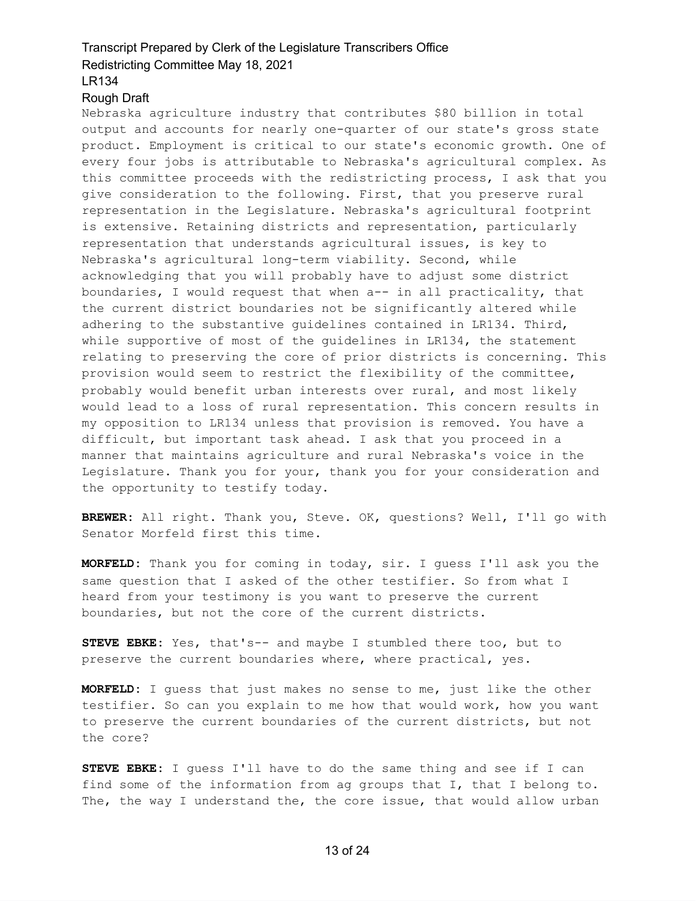Nebraska agriculture industry that contributes $80 billion in total output and accounts for nearly one-quarter of our state's gross state product. Employment is critical to our state's economic growth. One of every four jobs is attributable to Nebraska's agricultural complex. As this committee proceeds with the redistricting process, I ask that you give consideration to the following. First, that you preserve rural representation in the Legislature. Nebraska's agricultural footprint is extensive. Retaining districts and representation, particularly representation that understands agricultural issues, is key to Nebraska's agricultural long-term viability. Second, while acknowledging that you will probably have to adjust some district boundaries, I would request that when a-- in all practicality, that the current district boundaries not be significantly altered while adhering to the substantive guidelines contained in LR134. Third, while supportive of most of the guidelines in LR134, the statement relating to preserving the core of prior districts is concerning. This provision would seem to restrict the flexibility of the committee, probably would benefit urban interests over rural, and most likely would lead to a loss of rural representation. This concern results in my opposition to LR134 unless that provision is removed. You have a difficult, but important task ahead. I ask that you proceed in a manner that maintains agriculture and rural Nebraska's voice in the Legislature. Thank you for your, thank you for your consideration and the opportunity to testify today.

**BREWER:** All right. Thank you, Steve. OK, questions? Well, I'll go with Senator Morfeld first this time.

**MORFELD:** Thank you for coming in today, sir. I guess I'll ask you the same question that I asked of the other testifier. So from what I heard from your testimony is you want to preserve the current boundaries, but not the core of the current districts.

**STEVE EBKE:** Yes, that's-- and maybe I stumbled there too, but to preserve the current boundaries where, where practical, yes.

**MORFELD:** I guess that just makes no sense to me, just like the other testifier. So can you explain to me how that would work, how you want to preserve the current boundaries of the current districts, but not the core?

**STEVE EBKE:** I guess I'll have to do the same thing and see if I can find some of the information from ag groups that I, that I belong to. The, the way I understand the, the core issue, that would allow urban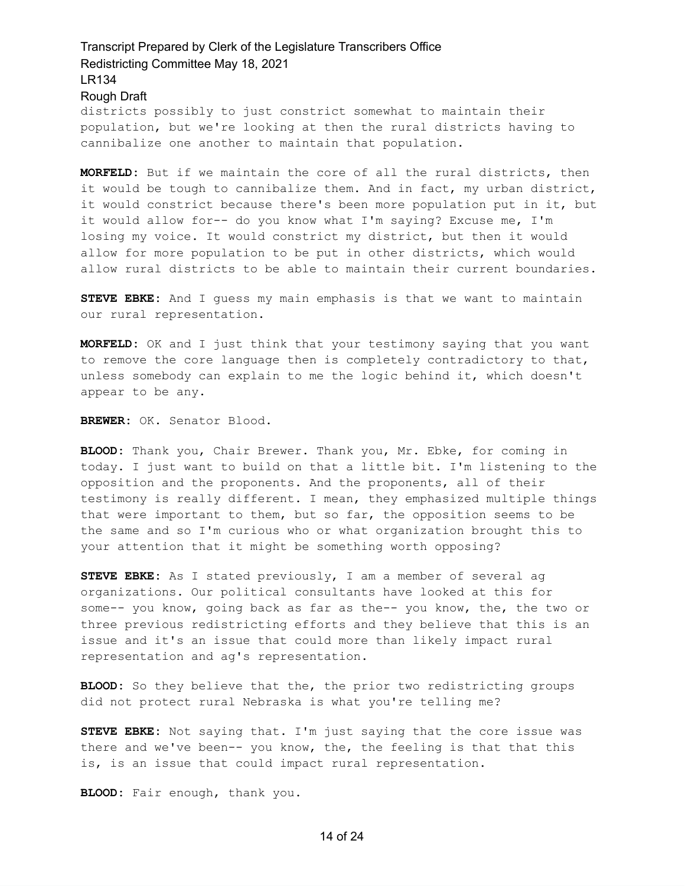districts possibly to just constrict somewhat to maintain their population, but we're looking at then the rural districts having to cannibalize one another to maintain that population.

**MORFELD:** But if we maintain the core of all the rural districts, then it would be tough to cannibalize them. And in fact, my urban district, it would constrict because there's been more population put in it, but it would allow for-- do you know what I'm saying? Excuse me, I'm losing my voice. It would constrict my district, but then it would allow for more population to be put in other districts, which would allow rural districts to be able to maintain their current boundaries.

**STEVE EBKE:** And I guess my main emphasis is that we want to maintain our rural representation.

**MORFELD:** OK and I just think that your testimony saying that you want to remove the core language then is completely contradictory to that, unless somebody can explain to me the logic behind it, which doesn't appear to be any.

**BREWER:** OK. Senator Blood.

**BLOOD:** Thank you, Chair Brewer. Thank you, Mr. Ebke, for coming in today. I just want to build on that a little bit. I'm listening to the opposition and the proponents. And the proponents, all of their testimony is really different. I mean, they emphasized multiple things that were important to them, but so far, the opposition seems to be the same and so I'm curious who or what organization brought this to your attention that it might be something worth opposing?

**STEVE EBKE:** As I stated previously, I am a member of several ag organizations. Our political consultants have looked at this for some-- you know, going back as far as the-- you know, the, the two or three previous redistricting efforts and they believe that this is an issue and it's an issue that could more than likely impact rural representation and ag's representation.

**BLOOD:** So they believe that the, the prior two redistricting groups did not protect rural Nebraska is what you're telling me?

**STEVE EBKE:** Not saying that. I'm just saying that the core issue was there and we've been-- you know, the, the feeling is that that this is, is an issue that could impact rural representation.

**BLOOD:** Fair enough, thank you.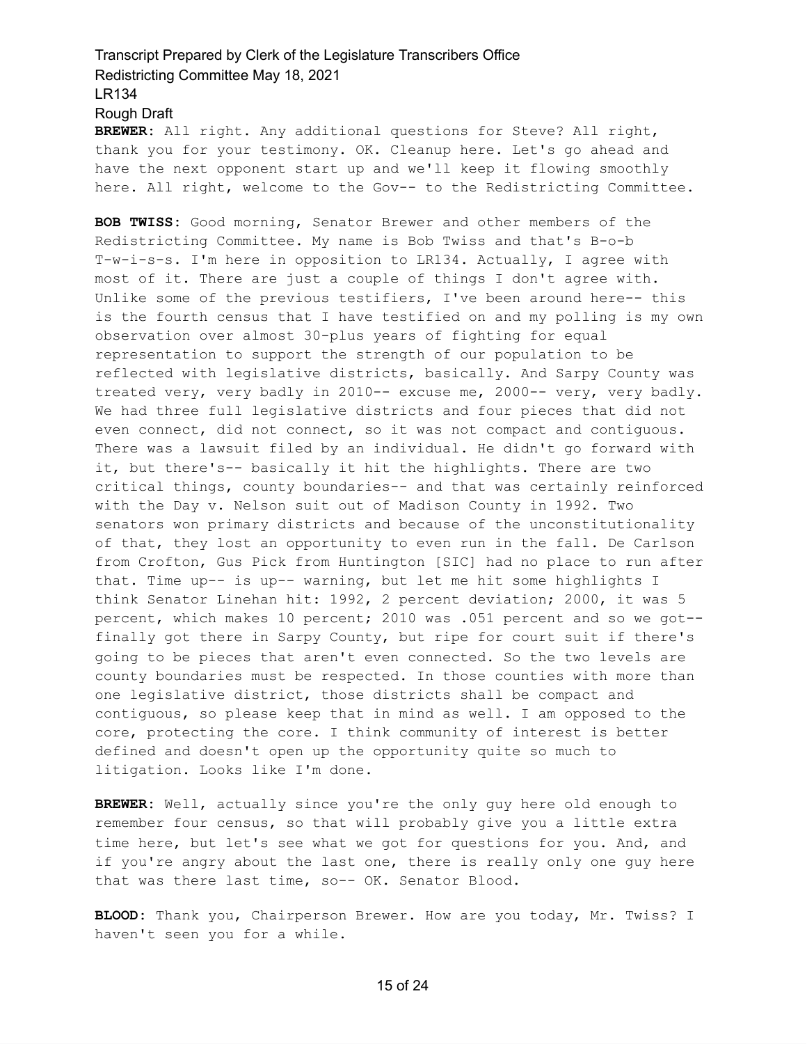**BREWER:** All right. Any additional questions for Steve? All right, thank you for your testimony. OK. Cleanup here. Let's go ahead and have the next opponent start up and we'll keep it flowing smoothly here. All right, welcome to the Gov-- to the Redistricting Committee.

**BOB TWISS:** Good morning, Senator Brewer and other members of the Redistricting Committee. My name is Bob Twiss and that's B-o-b T-w-i-s-s. I'm here in opposition to LR134. Actually, I agree with most of it. There are just a couple of things I don't agree with. Unlike some of the previous testifiers, I've been around here-- this is the fourth census that I have testified on and my polling is my own observation over almost 30-plus years of fighting for equal representation to support the strength of our population to be reflected with legislative districts, basically. And Sarpy County was treated very, very badly in 2010-- excuse me, 2000-- very, very badly. We had three full legislative districts and four pieces that did not even connect, did not connect, so it was not compact and contiguous. There was a lawsuit filed by an individual. He didn't go forward with it, but there's-- basically it hit the highlights. There are two critical things, county boundaries-- and that was certainly reinforced with the Day v. Nelson suit out of Madison County in 1992. Two senators won primary districts and because of the unconstitutionality of that, they lost an opportunity to even run in the fall. De Carlson from Crofton, Gus Pick from Huntington [SIC] had no place to run after that. Time up-- is up-- warning, but let me hit some highlights I think Senator Linehan hit: 1992, 2 percent deviation; 2000, it was 5 percent, which makes 10 percent; 2010 was .051 percent and so we got-- finally got there in Sarpy County, but ripe for court suit if there's going to be pieces that aren't even connected. So the two levels are county boundaries must be respected. In those counties with more than one legislative district, those districts shall be compact and contiguous, so please keep that in mind as well. I am opposed to the core, protecting the core. I think community of interest is better defined and doesn't open up the opportunity quite so much to litigation. Looks like I'm done.

**BREWER:** Well, actually since you're the only guy here old enough to remember four census, so that will probably give you a little extra time here, but let's see what we got for questions for you. And, and if you're angry about the last one, there is really only one guy here that was there last time, so-- OK. Senator Blood.

**BLOOD:** Thank you, Chairperson Brewer. How are you today, Mr. Twiss? I haven't seen you for a while.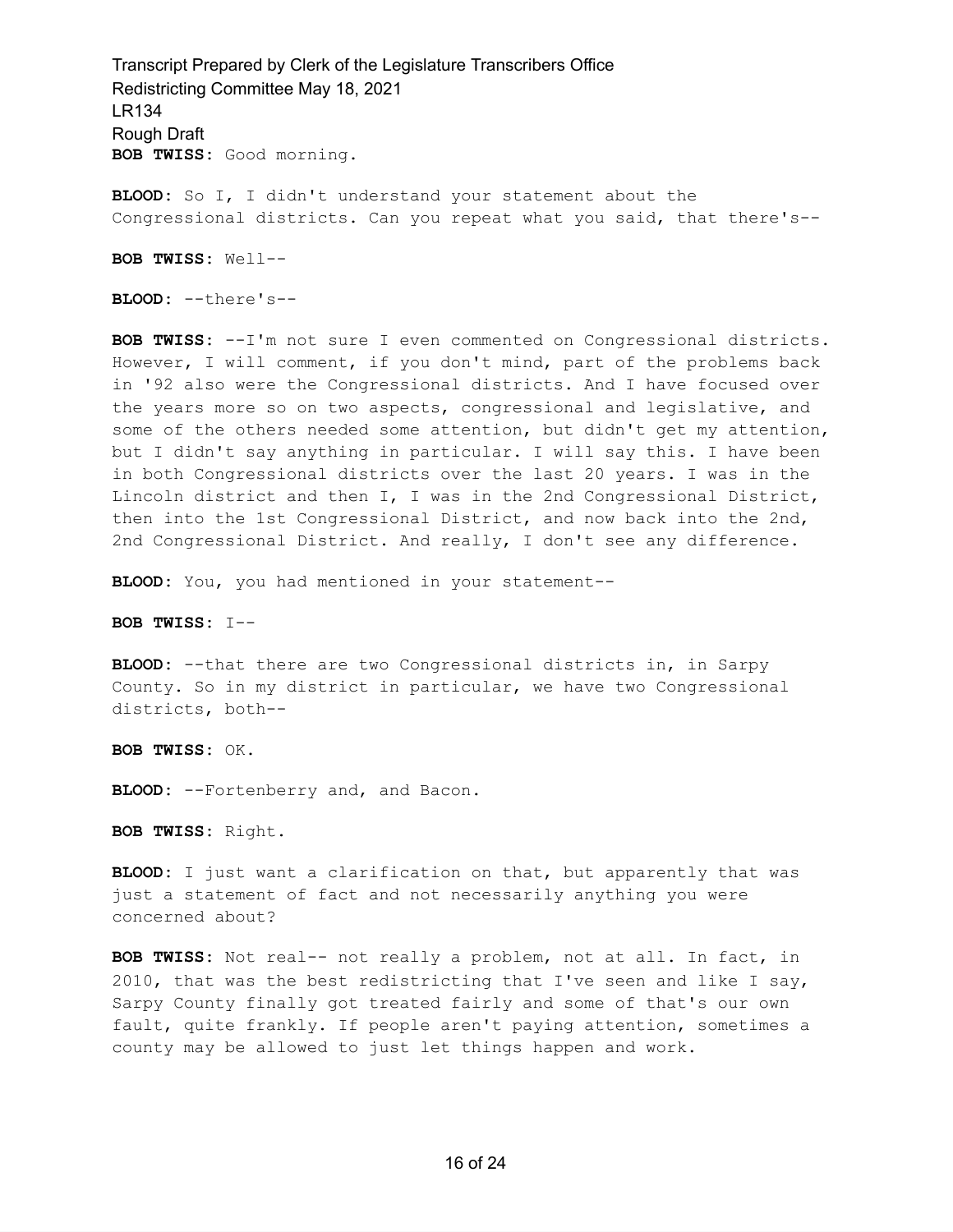**BOB TWISS:** Good morning.

**BLOOD:** So I, I didn't understand your statement about the Congressional districts. Can you repeat what you said, that there's--

**BOB TWISS:** Well--

**BLOOD:** --there's--

**BOB TWISS:** --I'm not sure I even commented on Congressional districts. However, I will comment, if you don't mind, part of the problems back in '92 also were the Congressional districts. And I have focused over the years more so on two aspects, congressional and legislative, and some of the others needed some attention, but didn't get my attention, but I didn't say anything in particular. I will say this. I have been in both Congressional districts over the last 20 years. I was in the Lincoln district and then I, I was in the 2nd Congressional District, then into the 1st Congressional District, and now back into the 2nd, 2nd Congressional District. And really, I don't see any difference.

**BLOOD:** You, you had mentioned in your statement--

**BOB TWISS:** I--

**BLOOD:** --that there are two Congressional districts in, in Sarpy County. So in my district in particular, we have two Congressional districts, both--

**BOB TWISS:** OK.

**BLOOD:** --Fortenberry and, and Bacon.

**BOB TWISS:** Right.

**BLOOD:** I just want a clarification on that, but apparently that was just a statement of fact and not necessarily anything you were concerned about?

**BOB TWISS:** Not real-- not really a problem, not at all. In fact, in 2010, that was the best redistricting that I've seen and like I say, Sarpy County finally got treated fairly and some of that's our own fault, quite frankly. If people aren't paying attention, sometimes a county may be allowed to just let things happen and work.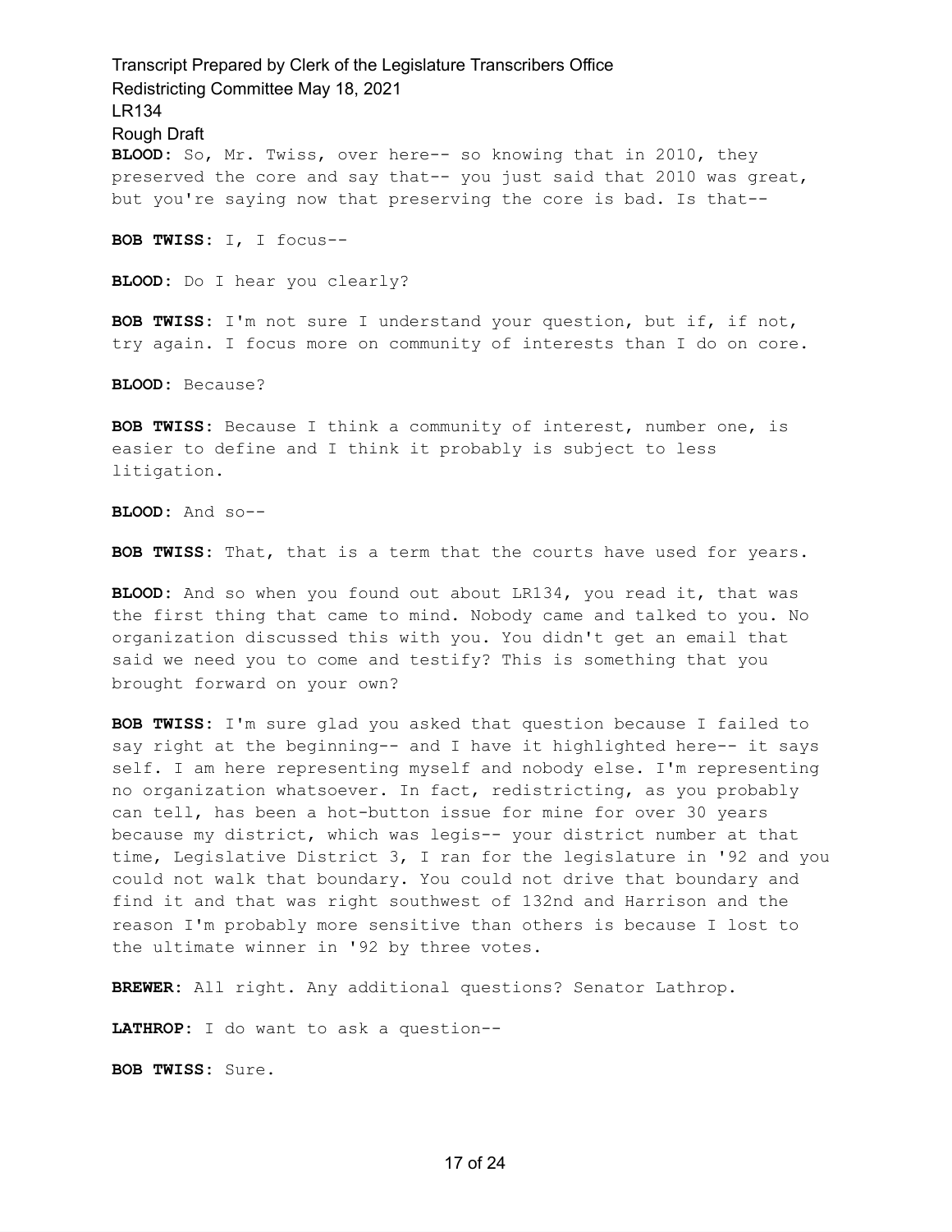**BLOOD:** So, Mr. Twiss, over here-- so knowing that in 2010, they preserved the core and say that-- you just said that 2010 was great, but you're saying now that preserving the core is bad. Is that--

**BOB TWISS:** I, I focus--

**BLOOD:** Do I hear you clearly?

**BOB TWISS:** I'm not sure I understand your question, but if, if not, try again. I focus more on community of interests than I do on core.

**BLOOD:** Because?

**BOB TWISS:** Because I think a community of interest, number one, is easier to define and I think it probably is subject to less litigation.

**BLOOD:** And so--

**BOB TWISS:** That, that is a term that the courts have used for years.

**BLOOD:** And so when you found out about LR134, you read it, that was the first thing that came to mind. Nobody came and talked to you. No organization discussed this with you. You didn't get an email that said we need you to come and testify? This is something that you brought forward on your own?

**BOB TWISS:** I'm sure glad you asked that question because I failed to say right at the beginning-- and I have it highlighted here-- it says self. I am here representing myself and nobody else. I'm representing no organization whatsoever. In fact, redistricting, as you probably can tell, has been a hot-button issue for mine for over 30 years because my district, which was legis-- your district number at that time, Legislative District 3, I ran for the legislature in '92 and you could not walk that boundary. You could not drive that boundary and find it and that was right southwest of 132nd and Harrison and the reason I'm probably more sensitive than others is because I lost to the ultimate winner in '92 by three votes.

**BREWER:** All right. Any additional questions? Senator Lathrop.

**LATHROP:** I do want to ask a question--

**BOB TWISS:** Sure.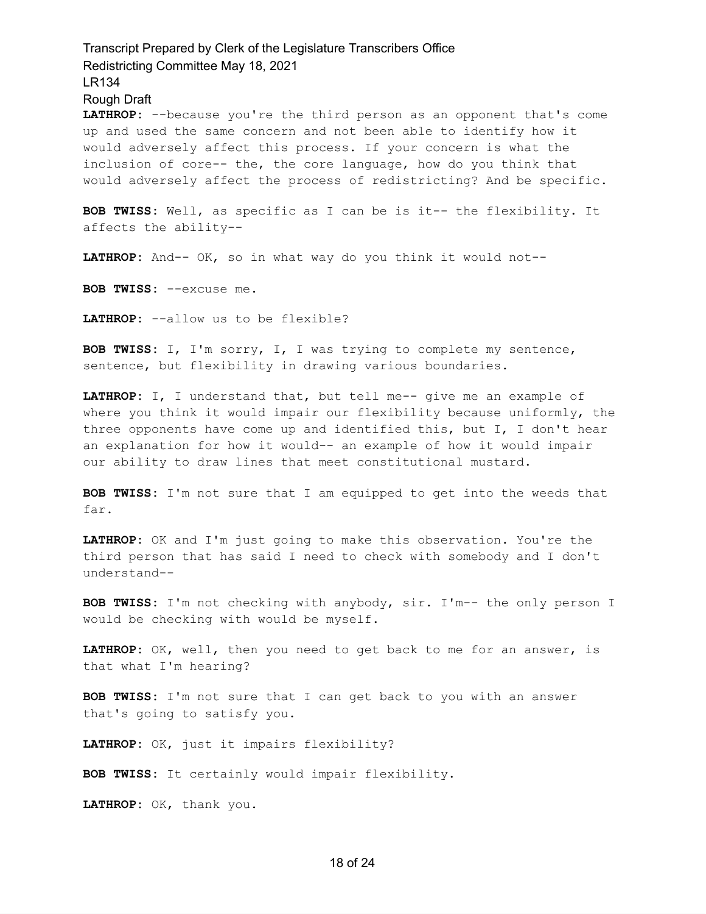**LATHROP:** --because you're the third person as an opponent that's come up and used the same concern and not been able to identify how it would adversely affect this process. If your concern is what the inclusion of core-- the, the core language, how do you think that would adversely affect the process of redistricting? And be specific.

**BOB TWISS:** Well, as specific as I can be is it-- the flexibility. It affects the ability--

**LATHROP:** And-- OK, so in what way do you think it would not--

**BOB TWISS:** --excuse me.

**LATHROP:** --allow us to be flexible?

**BOB TWISS:** I, I'm sorry, I, I was trying to complete my sentence, sentence, but flexibility in drawing various boundaries.

**LATHROP:** I, I understand that, but tell me-- give me an example of where you think it would impair our flexibility because uniformly, the three opponents have come up and identified this, but I, I don't hear an explanation for how it would-- an example of how it would impair our ability to draw lines that meet constitutional mustard.

**BOB TWISS:** I'm not sure that I am equipped to get into the weeds that far.

**LATHROP:** OK and I'm just going to make this observation. You're the third person that has said I need to check with somebody and I don't understand--

**BOB TWISS:** I'm not checking with anybody, sir. I'm-- the only person I would be checking with would be myself.

**LATHROP:** OK, well, then you need to get back to me for an answer, is that what I'm hearing?

**BOB TWISS:** I'm not sure that I can get back to you with an answer that's going to satisfy you.

**LATHROP:** OK, just it impairs flexibility?

**BOB TWISS:** It certainly would impair flexibility.

**LATHROP:** OK, thank you.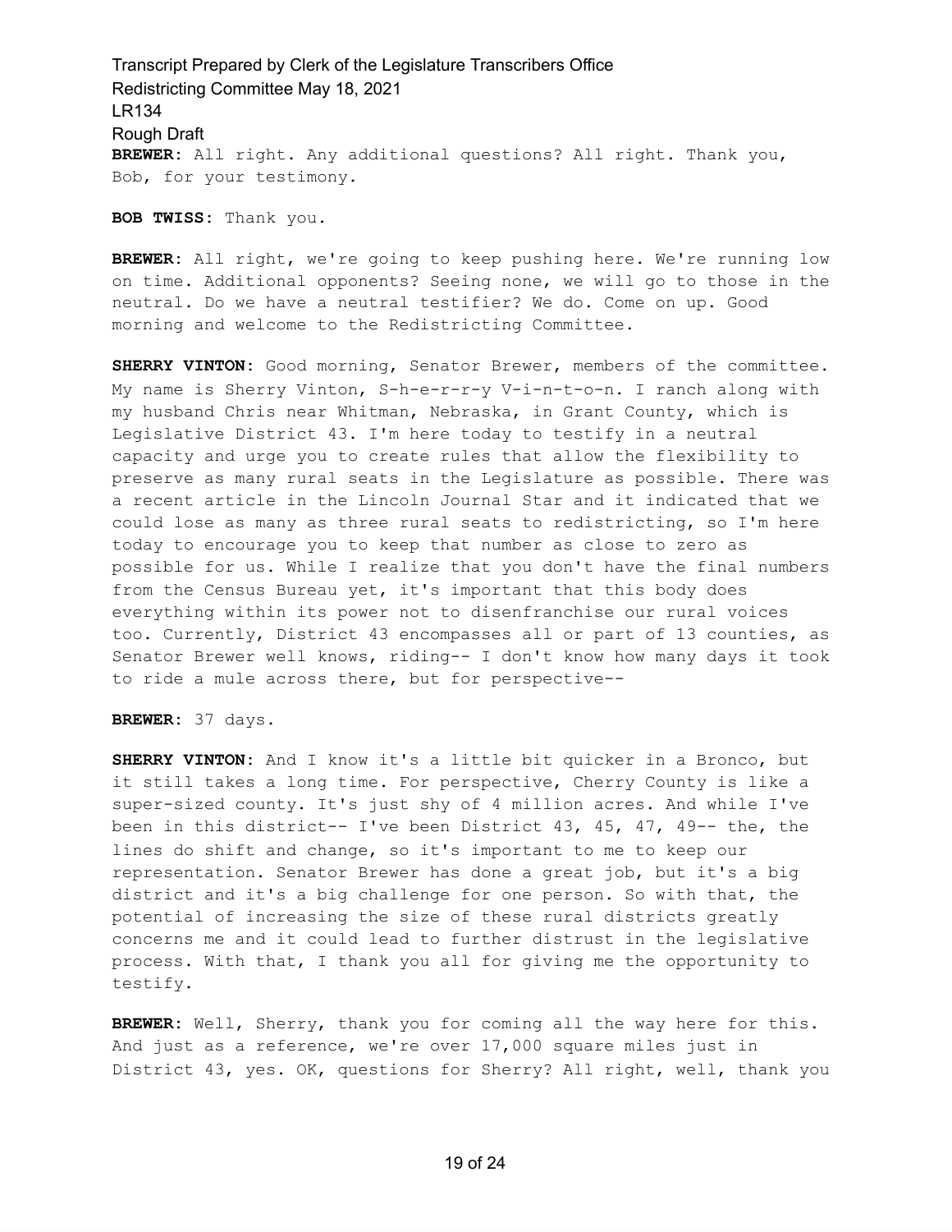**BREWER:** All right. Any additional questions? All right. Thank you, Bob, for your testimony.

**BOB TWISS:** Thank you.

**BREWER:** All right, we're going to keep pushing here. We're running low on time. Additional opponents? Seeing none, we will go to those in the neutral. Do we have a neutral testifier? We do. Come on up. Good morning and welcome to the Redistricting Committee.

**SHERRY VINTON:** Good morning, Senator Brewer, members of the committee. My name is Sherry Vinton, S-h-e-r-r-y V-i-n-t-o-n. I ranch along with my husband Chris near Whitman, Nebraska, in Grant County, which is Legislative District 43. I'm here today to testify in a neutral capacity and urge you to create rules that allow the flexibility to preserve as many rural seats in the Legislature as possible. There was a recent article in the Lincoln Journal Star and it indicated that we could lose as many as three rural seats to redistricting, so I'm here today to encourage you to keep that number as close to zero as possible for us. While I realize that you don't have the final numbers from the Census Bureau yet, it's important that this body does everything within its power not to disenfranchise our rural voices too. Currently, District 43 encompasses all or part of 13 counties, as Senator Brewer well knows, riding-- I don't know how many days it took to ride a mule across there, but for perspective--

**BREWER:** 37 days.

**SHERRY VINTON:** And I know it's a little bit quicker in a Bronco, but it still takes a long time. For perspective, Cherry County is like a super-sized county. It's just shy of 4 million acres. And while I've been in this district-- I've been District 43, 45, 47, 49-- the, the lines do shift and change, so it's important to me to keep our representation. Senator Brewer has done a great job, but it's a big district and it's a big challenge for one person. So with that, the potential of increasing the size of these rural districts greatly concerns me and it could lead to further distrust in the legislative process. With that, I thank you all for giving me the opportunity to testify.

**BREWER:** Well, Sherry, thank you for coming all the way here for this. And just as a reference, we're over 17,000 square miles just in District 43, yes. OK, questions for Sherry? All right, well, thank you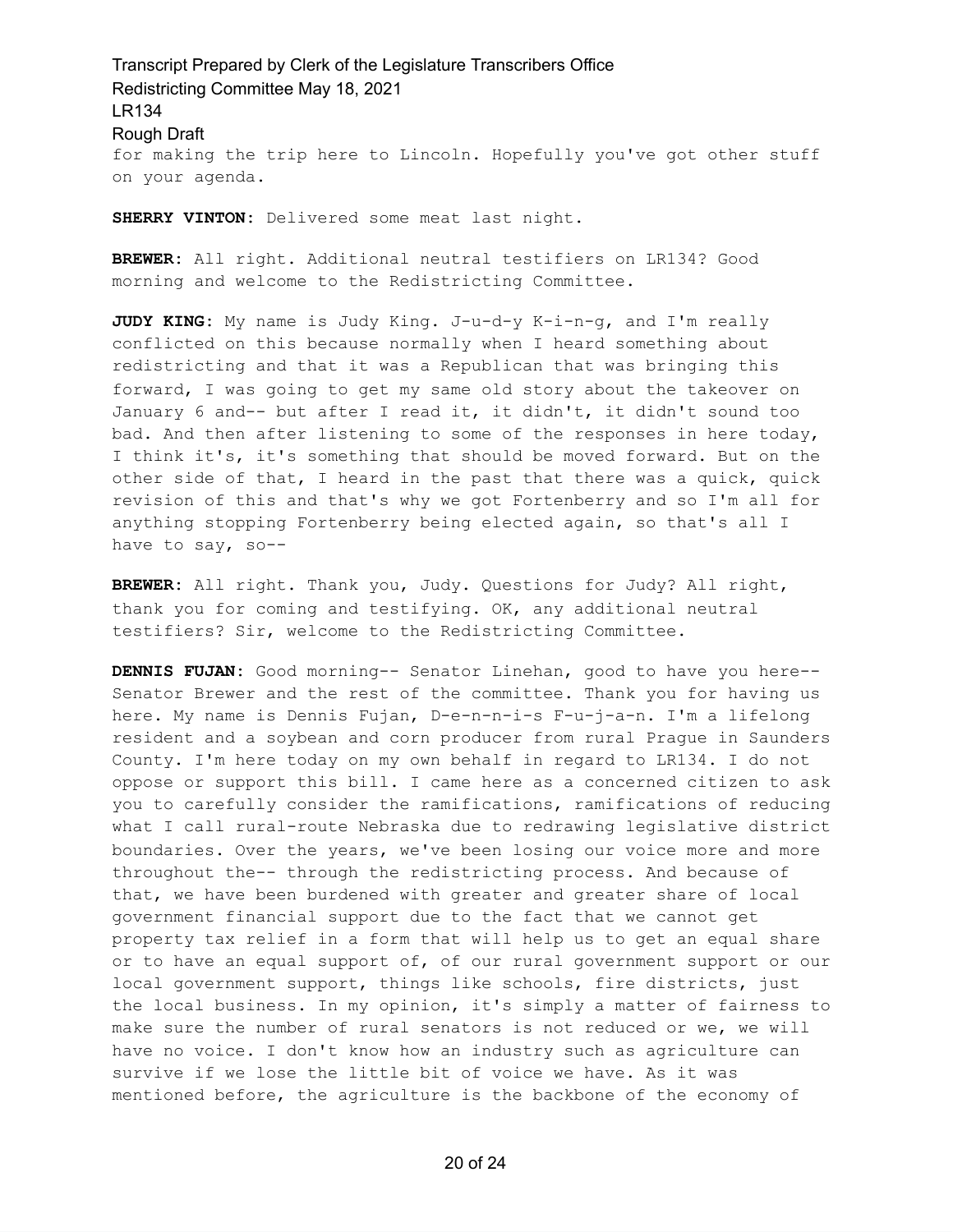for making the trip here to Lincoln. Hopefully you've got other stuff on your agenda.

**SHERRY VINTON:** Delivered some meat last night.

**BREWER:** All right. Additional neutral testifiers on LR134? Good morning and welcome to the Redistricting Committee.

**JUDY KING:** My name is Judy King. J-u-d-y K-i-n-g, and I'm really conflicted on this because normally when I heard something about redistricting and that it was a Republican that was bringing this forward, I was going to get my same old story about the takeover on January 6 and-- but after I read it, it didn't, it didn't sound too bad. And then after listening to some of the responses in here today, I think it's, it's something that should be moved forward. But on the other side of that, I heard in the past that there was a quick, quick revision of this and that's why we got Fortenberry and so I'm all for anything stopping Fortenberry being elected again, so that's all I have to say, so--

**BREWER:** All right. Thank you, Judy. Questions for Judy? All right, thank you for coming and testifying. OK, any additional neutral testifiers? Sir, welcome to the Redistricting Committee.

**DENNIS FUJAN:** Good morning-- Senator Linehan, good to have you here-- Senator Brewer and the rest of the committee. Thank you for having us here. My name is Dennis Fujan, D-e-n-n-i-s F-u-j-a-n. I'm a lifelong resident and a soybean and corn producer from rural Prague in Saunders County. I'm here today on my own behalf in regard to LR134. I do not oppose or support this bill. I came here as a concerned citizen to ask you to carefully consider the ramifications, ramifications of reducing what I call rural-route Nebraska due to redrawing legislative district boundaries. Over the years, we've been losing our voice more and more throughout the-- through the redistricting process. And because of that, we have been burdened with greater and greater share of local government financial support due to the fact that we cannot get property tax relief in a form that will help us to get an equal share or to have an equal support of, of our rural government support or our local government support, things like schools, fire districts, just the local business. In my opinion, it's simply a matter of fairness to make sure the number of rural senators is not reduced or we, we will have no voice. I don't know how an industry such as agriculture can survive if we lose the little bit of voice we have. As it was mentioned before, the agriculture is the backbone of the economy of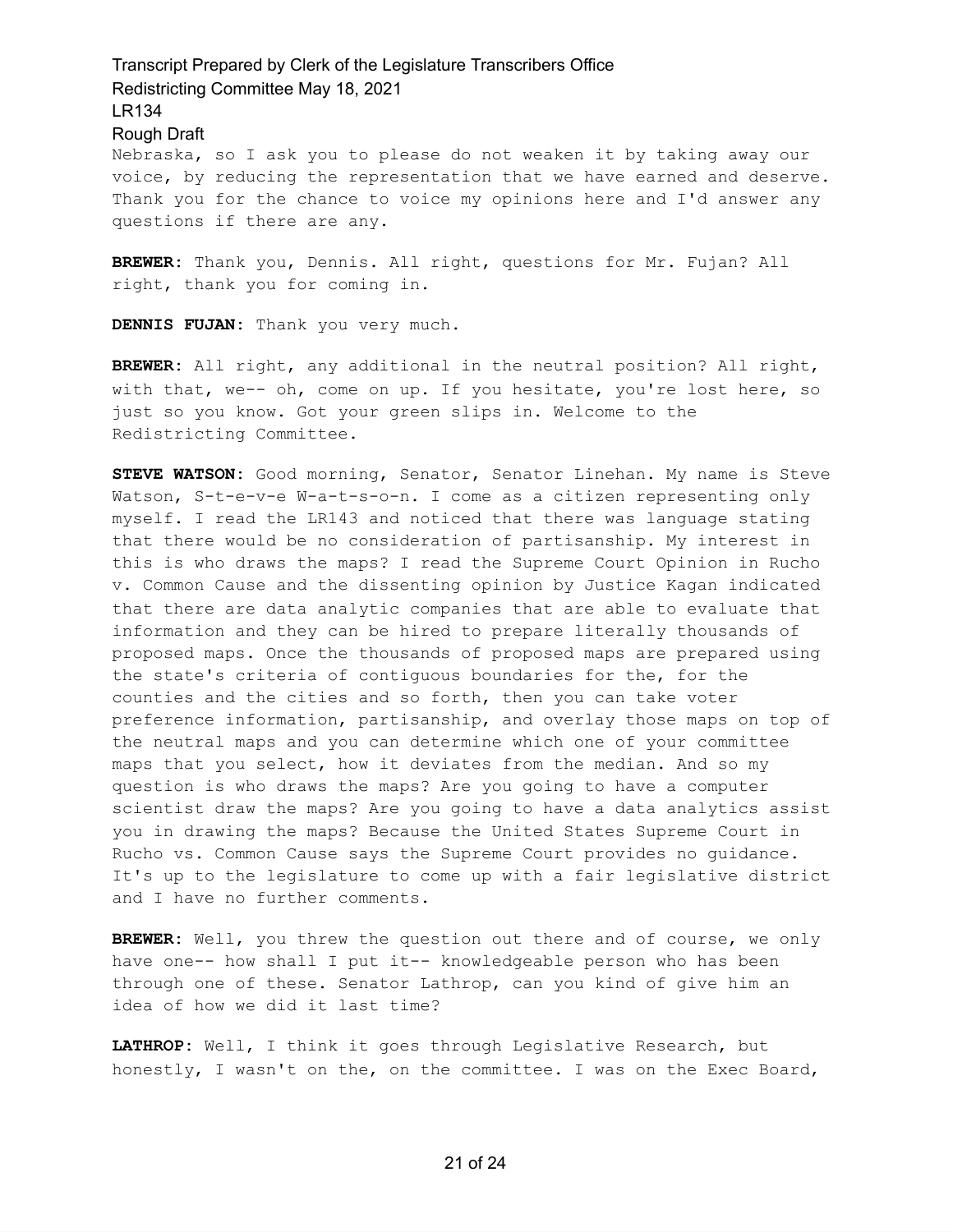Nebraska, so I ask you to please do not weaken it by taking away our voice, by reducing the representation that we have earned and deserve. Thank you for the chance to voice my opinions here and I'd answer any questions if there are any.

**BREWER:** Thank you, Dennis. All right, questions for Mr. Fujan? All right, thank you for coming in.

**DENNIS FUJAN:** Thank you very much.

**BREWER:** All right, any additional in the neutral position? All right, with that, we-- oh, come on up. If you hesitate, you're lost here, so just so you know. Got your green slips in. Welcome to the Redistricting Committee.

**STEVE WATSON:** Good morning, Senator, Senator Linehan. My name is Steve Watson, S-t-e-v-e W-a-t-s-o-n. I come as a citizen representing only myself. I read the LR143 and noticed that there was language stating that there would be no consideration of partisanship. My interest in this is who draws the maps? I read the Supreme Court Opinion in Rucho v. Common Cause and the dissenting opinion by Justice Kagan indicated that there are data analytic companies that are able to evaluate that information and they can be hired to prepare literally thousands of proposed maps. Once the thousands of proposed maps are prepared using the state's criteria of contiguous boundaries for the, for the counties and the cities and so forth, then you can take voter preference information, partisanship, and overlay those maps on top of the neutral maps and you can determine which one of your committee maps that you select, how it deviates from the median. And so my question is who draws the maps? Are you going to have a computer scientist draw the maps? Are you going to have a data analytics assist you in drawing the maps? Because the United States Supreme Court in Rucho vs. Common Cause says the Supreme Court provides no guidance. It's up to the legislature to come up with a fair legislative district and I have no further comments.

**BREWER:** Well, you threw the question out there and of course, we only have one-- how shall I put it-- knowledgeable person who has been through one of these. Senator Lathrop, can you kind of give him an idea of how we did it last time?

**LATHROP:** Well, I think it goes through Legislative Research, but honestly, I wasn't on the, on the committee. I was on the Exec Board,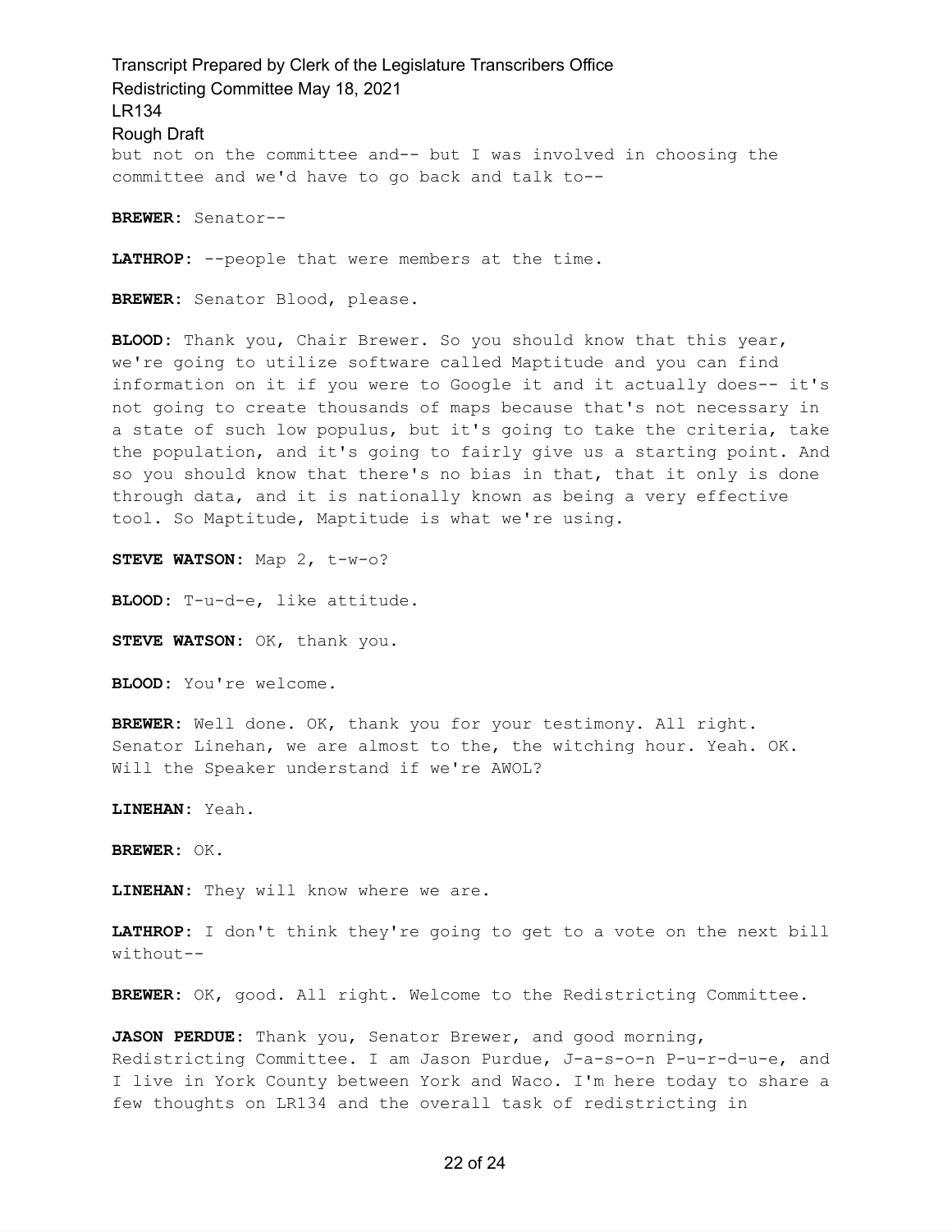but not on the committee and-- but I was involved in choosing the committee and we'd have to go back and talk to--

**BREWER:** Senator--

**LATHROP:** --people that were members at the time.

**BREWER:** Senator Blood, please.

**BLOOD:** Thank you, Chair Brewer. So you should know that this year, we're going to utilize software called Maptitude and you can find information on it if you were to Google it and it actually does-- it's not going to create thousands of maps because that's not necessary in a state of such low populus, but it's going to take the criteria, take the population, and it's going to fairly give us a starting point. And so you should know that there's no bias in that, that it only is done through data, and it is nationally known as being a very effective tool. So Maptitude, Maptitude is what we're using.

**STEVE WATSON:** Map 2, t-w-o?

**BLOOD:** T-u-d-e, like attitude.

**STEVE WATSON:** OK, thank you.

**BLOOD:** You're welcome.

**BREWER:** Well done. OK, thank you for your testimony. All right. Senator Linehan, we are almost to the, the witching hour. Yeah. OK. Will the Speaker understand if we're AWOL?

**LINEHAN:** Yeah.

**BREWER:** OK.

**LINEHAN:** They will know where we are.

**LATHROP:** I don't think they're going to get to a vote on the next bill without--

**BREWER:** OK, good. All right. Welcome to the Redistricting Committee.

**JASON PERDUE:** Thank you, Senator Brewer, and good morning, Redistricting Committee. I am Jason Purdue, J-a-s-o-n P-u-r-d-u-e, and I live in York County between York and Waco. I'm here today to share a few thoughts on LR134 and the overall task of redistricting in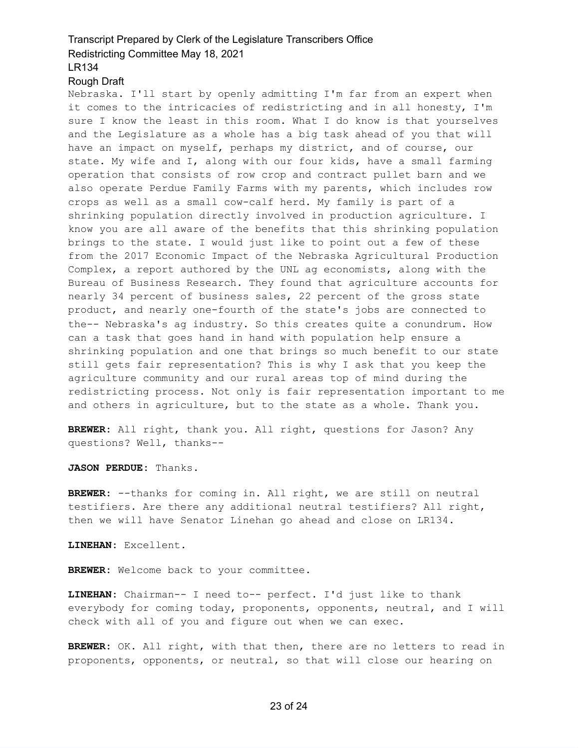Nebraska. I'll start by openly admitting I'm far from an expert when it comes to the intricacies of redistricting and in all honesty, I'm sure I know the least in this room. What I do know is that yourselves and the Legislature as a whole has a big task ahead of you that will have an impact on myself, perhaps my district, and of course, our state. My wife and I, along with our four kids, have a small farming operation that consists of row crop and contract pullet barn and we also operate Perdue Family Farms with my parents, which includes row crops as well as a small cow-calf herd. My family is part of a shrinking population directly involved in production agriculture. I know you are all aware of the benefits that this shrinking population brings to the state. I would just like to point out a few of these from the 2017 Economic Impact of the Nebraska Agricultural Production Complex, a report authored by the UNL ag economists, along with the Bureau of Business Research. They found that agriculture accounts for nearly 34 percent of business sales, 22 percent of the gross state product, and nearly one-fourth of the state's jobs are connected to the-- Nebraska's ag industry. So this creates quite a conundrum. How can a task that goes hand in hand with population help ensure a shrinking population and one that brings so much benefit to our state still gets fair representation? This is why I ask that you keep the agriculture community and our rural areas top of mind during the redistricting process. Not only is fair representation important to me and others in agriculture, but to the state as a whole. Thank you.

**BREWER:** All right, thank you. All right, questions for Jason? Any questions? Well, thanks--

**JASON PERDUE:** Thanks.

**BREWER:** --thanks for coming in. All right, we are still on neutral testifiers. Are there any additional neutral testifiers? All right, then we will have Senator Linehan go ahead and close on LR134.

**LINEHAN:** Excellent.

**BREWER:** Welcome back to your committee.

**LINEHAN:** Chairman-- I need to-- perfect. I'd just like to thank everybody for coming today, proponents, opponents, neutral, and I will check with all of you and figure out when we can exec.

**BREWER:** OK. All right, with that then, there are no letters to read in proponents, opponents, or neutral, so that will close our hearing on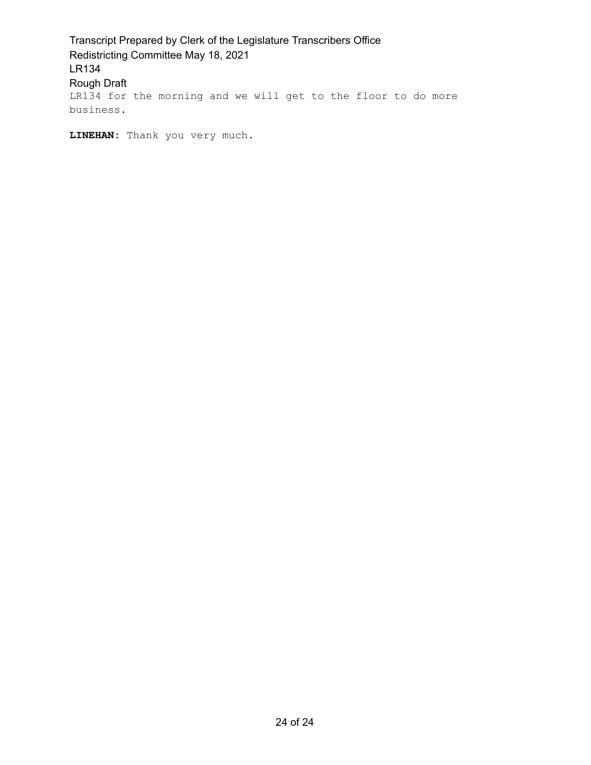LR134 for the morning and we will get to the floor to do more business.

**LINEHAN:** Thank you very much.